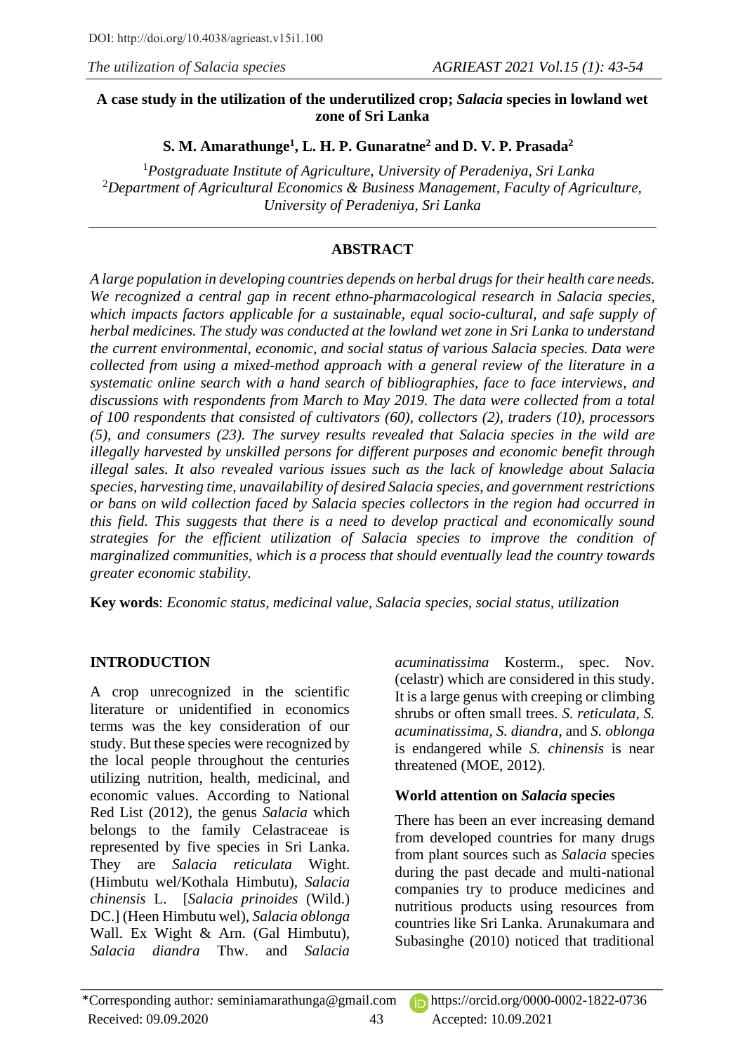DOI: http://doi.org/10.4038/agrieast.v15i1.100

# A case study in the utilization of the underutilized crop; *Salacia* species in lowland wet zone of Sri Lanka

**S. M. Amarathunge[1], L. H. P. Gunaratne[2] and D. V. P. Prasada[2]**

[1]*Postgraduate Institute of Agriculture, University of Peradeniya, Sri Lanka*
[2]*Department of Agricultural Economics & Business Management, Faculty of Agriculture, University of Peradeniya, Sri Lanka*

## ABSTRACT

*A large population in developing countries depends on herbal drugs for their health care needs. We recognized a central gap in recent ethno-pharmacological research in Salacia species, which impacts factors applicable for a sustainable, equal socio-cultural, and safe supply of herbal medicines. The study was conducted at the lowland wet zone in Sri Lanka to understand the current environmental, economic, and social status of various Salacia species. Data were collected from using a mixed-method approach with a general review of the literature in a systematic online search with a hand search of bibliographies, face to face interviews, and discussions with respondents from March to May 2019. The data were collected from a total of 100 respondents that consisted of cultivators (60), collectors (2), traders (10), processors (5), and consumers (23). The survey results revealed that Salacia species in the wild are illegally harvested by unskilled persons for different purposes and economic benefit through illegal sales. It also revealed various issues such as the lack of knowledge about Salacia species, harvesting time, unavailability of desired Salacia species, and government restrictions or bans on wild collection faced by Salacia species collectors in the region had occurred in this field. This suggests that there is a need to develop practical and economically sound strategies for the efficient utilization of Salacia species to improve the condition of marginalized communities, which is a process that should eventually lead the country towards greater economic stability.*

**Key words**: *Economic status, medicinal value, Salacia species, social status, utilization*

## INTRODUCTION

A crop unrecognized in the scientific literature or unidentified in economics terms was the key consideration of our study. But these species were recognized by the local people throughout the centuries utilizing nutrition, health, medicinal, and economic values. According to National Red List (2012), the genus *Salacia* which belongs to the family Celastraceae is represented by five species in Sri Lanka. They are *Salacia reticulata* Wight. (Himbutu wel/Kothala Himbutu), *Salacia chinensis* L. [*Salacia prinoides* (Wild.) DC.] (Heen Himbutu wel), *Salacia oblonga* Wall. Ex Wight & Arn. (Gal Himbutu), *Salacia diandra* Thw. and *Salacia acuminatissima* Kosterm., spec. Nov. (celastr) which are considered in this study. It is a large genus with creeping or climbing shrubs or often small trees. *S. reticulata*, *S. acuminatissima*, *S. diandra*, and *S. oblonga* is endangered while *S. chinensis* is near threatened (MOE, 2012).

### World attention on *Salacia* species

There has been an ever increasing demand from developed countries for many drugs from plant sources such as *Salacia* species during the past decade and multi-national companies try to produce medicines and nutritious products using resources from countries like Sri Lanka. Arunakumara and Subasinghe (2010) noticed that traditional

*Corresponding author: seminiamarathunga@gmail.com https://orcid.org/0000-0002-1822-0736
Received: 09.09.2020 Accepted: 10.09.2021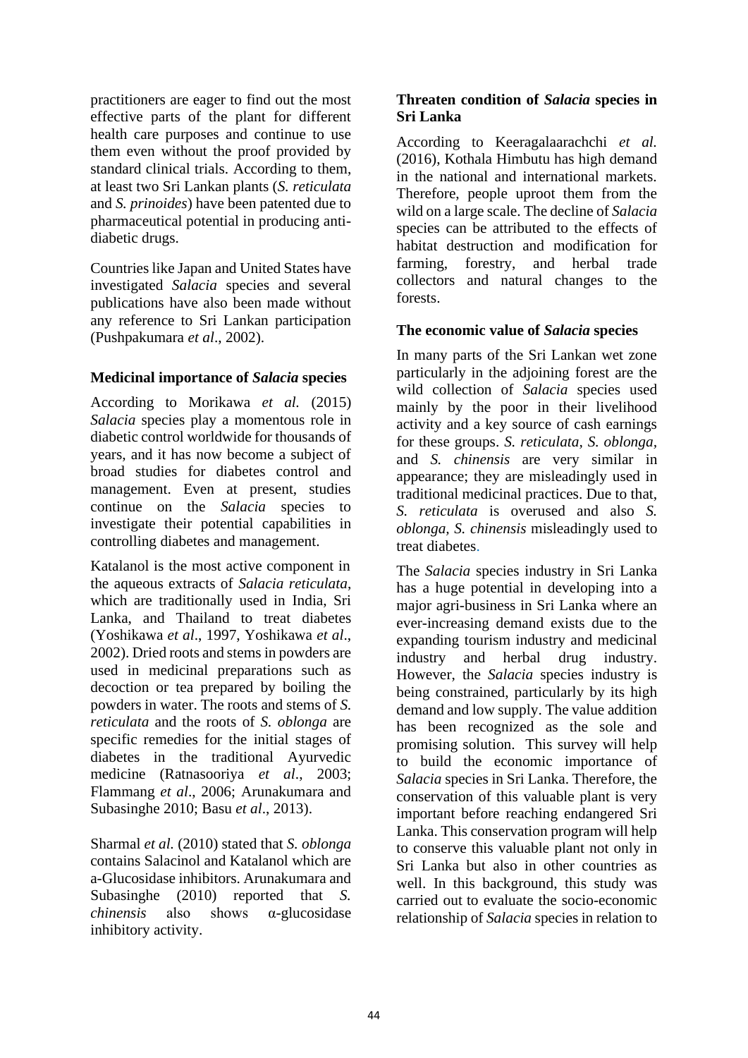practitioners are eager to find out the most effective parts of the plant for different health care purposes and continue to use them even without the proof provided by standard clinical trials. According to them, at least two Sri Lankan plants (*S. reticulata* and *S. prinoides*) have been patented due to pharmaceutical potential in producing anti-diabetic drugs.

Countries like Japan and United States have investigated *Salacia* species and several publications have also been made without any reference to Sri Lankan participation (Pushpakumara *et al*., 2002).

### Medicinal importance of *Salacia* species

According to Morikawa *et al.* (2015) *Salacia* species play a momentous role in diabetic control worldwide for thousands of years, and it has now become a subject of broad studies for diabetes control and management. Even at present, studies continue on the *Salacia* species to investigate their potential capabilities in controlling diabetes and management.

Katalanol is the most active component in the aqueous extracts of *Salacia reticulata*, which are traditionally used in India, Sri Lanka, and Thailand to treat diabetes (Yoshikawa *et al*., 1997, Yoshikawa *et al*., 2002). Dried roots and stems in powders are used in medicinal preparations such as decoction or tea prepared by boiling the powders in water. The roots and stems of *S. reticulata* and the roots of *S. oblonga* are specific remedies for the initial stages of diabetes in the traditional Ayurvedic medicine (Ratnasooriya *et al*., 2003; Flammang *et al*., 2006; Arunakumara and Subasinghe 2010; Basu *et al*., 2013).

Sharmal *et al.* (2010) stated that *S. oblonga* contains Salacinol and Katalanol which are a-Glucosidase inhibitors. Arunakumara and Subasinghe (2010) reported that *S. chinensis* also shows α-glucosidase inhibitory activity.

### Threaten condition of *Salacia* species in Sri Lanka

According to Keeragalaarachchi *et al.* (2016), Kothala Himbutu has high demand in the national and international markets. Therefore, people uproot them from the wild on a large scale. The decline of *Salacia* species can be attributed to the effects of habitat destruction and modification for farming, forestry, and herbal trade collectors and natural changes to the forests.

### The economic value of *Salacia* species

In many parts of the Sri Lankan wet zone particularly in the adjoining forest are the wild collection of *Salacia* species used mainly by the poor in their livelihood activity and a key source of cash earnings for these groups. *S. reticulata, S. oblonga,* and *S. chinensis* are very similar in appearance; they are misleadingly used in traditional medicinal practices. Due to that, *S. reticulata* is overused and also *S. oblonga, S. chinensis* misleadingly used to treat diabetes.

The *Salacia* species industry in Sri Lanka has a huge potential in developing into a major agri-business in Sri Lanka where an ever-increasing demand exists due to the expanding tourism industry and medicinal industry and herbal drug industry. However, the *Salacia* species industry is being constrained, particularly by its high demand and low supply. The value addition has been recognized as the sole and promising solution. This survey will help to build the economic importance of *Salacia* species in Sri Lanka. Therefore, the conservation of this valuable plant is very important before reaching endangered Sri Lanka. This conservation program will help to conserve this valuable plant not only in Sri Lanka but also in other countries as well. In this background, this study was carried out to evaluate the socio-economic relationship of *Salacia* species in relation to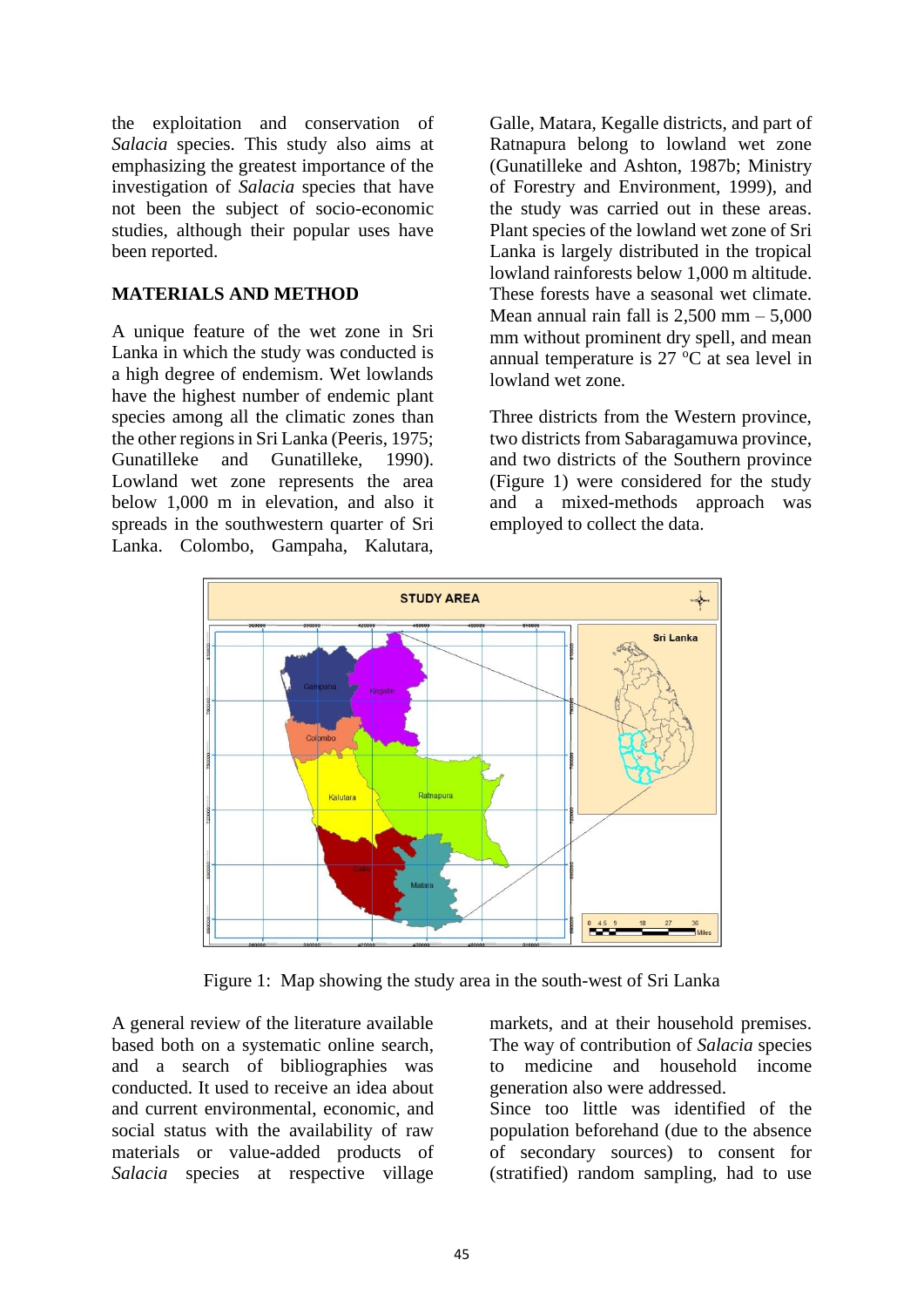the exploitation and conservation of *Salacia* species. This study also aims at emphasizing the greatest importance of the investigation of *Salacia* species that have not been the subject of socio-economic studies, although their popular uses have been reported.

## MATERIALS AND METHOD

A unique feature of the wet zone in Sri Lanka in which the study was conducted is a high degree of endemism. Wet lowlands have the highest number of endemic plant species among all the climatic zones than the other regions in Sri Lanka (Peeris, 1975; Gunatilleke and Gunatilleke, 1990). Lowland wet zone represents the area below 1,000 m in elevation, and also it spreads in the southwestern quarter of Sri Lanka. Colombo, Gampaha, Kalutara, Galle, Matara, Kegalle districts, and part of Ratnapura belong to lowland wet zone (Gunatilleke and Ashton, 1987b; Ministry of Forestry and Environment, 1999), and the study was carried out in these areas. Plant species of the lowland wet zone of Sri Lanka is largely distributed in the tropical lowland rainforests below 1,000 m altitude. These forests have a seasonal wet climate. Mean annual rain fall is 2,500 mm – 5,000 mm without prominent dry spell, and mean annual temperature is 27 $^{0}$C at sea level in lowland wet zone.

Three districts from the Western province, two districts from Sabaragamuwa province, and two districts of the Southern province (Figure 1) were considered for the study and a mixed-methods approach was employed to collect the data.

Figure 1: Map showing the study area in the south-west of Sri Lanka

A general review of the literature available based both on a systematic online search, and a search of bibliographies was conducted. It used to receive an idea about and current environmental, economic, and social status with the availability of raw materials or value-added products of *Salacia* species at respective village markets, and at their household premises. The way of contribution of *Salacia* species to medicine and household income generation also were addressed.

Since too little was identified of the population beforehand (due to the absence of secondary sources) to consent for (stratified) random sampling, had to use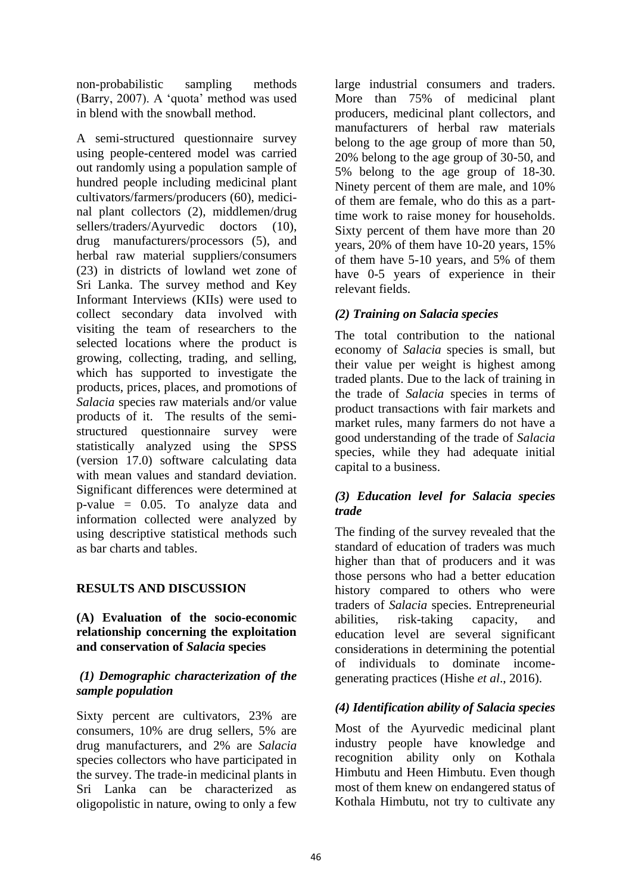non-probabilistic sampling methods (Barry, 2007). A 'quota' method was used in blend with the snowball method.

A semi-structured questionnaire survey using people-centered model was carried out randomly using a population sample of hundred people including medicinal plant cultivators/farmers/producers (60), medicinal plant collectors (2), middlemen/drug sellers/traders/Ayurvedic doctors (10), drug manufacturers/processors (5), and herbal raw material suppliers/consumers (23) in districts of lowland wet zone of Sri Lanka. The survey method and Key Informant Interviews (KIIs) were used to collect secondary data involved with visiting the team of researchers to the selected locations where the product is growing, collecting, trading, and selling, which has supported to investigate the products, prices, places, and promotions of *Salacia* species raw materials and/or value products of it. The results of the semi-structured questionnaire survey were statistically analyzed using the SPSS (version 17.0) software calculating data with mean values and standard deviation. Significant differences were determined at p-value = 0.05. To analyze data and information collected were analyzed by using descriptive statistical methods such as bar charts and tables.

## RESULTS AND DISCUSSION

### (A) Evaluation of the socio-economic relationship concerning the exploitation and conservation of *Salacia* species

#### *(1) Demographic characterization of the sample population*

Sixty percent are cultivators, 23% are consumers, 10% are drug sellers, 5% are drug manufacturers, and 2% are *Salacia* species collectors who have participated in the survey. The trade-in medicinal plants in Sri Lanka can be characterized as oligopolistic in nature, owing to only a few large industrial consumers and traders. More than 75% of medicinal plant producers, medicinal plant collectors, and manufacturers of herbal raw materials belong to the age group of more than 50, 20% belong to the age group of 30-50, and 5% belong to the age group of 18-30. Ninety percent of them are male, and 10% of them are female, who do this as a part-time work to raise money for households. Sixty percent of them have more than 20 years, 20% of them have 10-20 years, 15% of them have 5-10 years, and 5% of them have 0-5 years of experience in their relevant fields.

#### *(2) Training on Salacia species*

The total contribution to the national economy of *Salacia* species is small, but their value per weight is highest among traded plants. Due to the lack of training in the trade of *Salacia* species in terms of product transactions with fair markets and market rules, many farmers do not have a good understanding of the trade of *Salacia* species, while they had adequate initial capital to a business.

#### *(3) Education level for Salacia species trade*

The finding of the survey revealed that the standard of education of traders was much higher than that of producers and it was those persons who had a better education history compared to others who were traders of *Salacia* species. Entrepreneurial abilities, risk-taking capacity, and education level are several significant considerations in determining the potential of individuals to dominate income-generating practices (Hishe *et al*., 2016).

#### *(4) Identification ability of Salacia species*

Most of the Ayurvedic medicinal plant industry people have knowledge and recognition ability only on Kothala Himbutu and Heen Himbutu. Even though most of them knew on endangered status of Kothala Himbutu, not try to cultivate any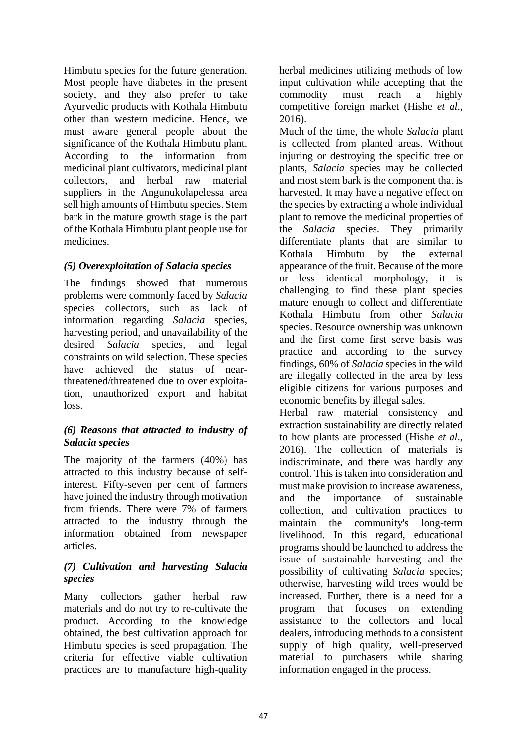Himbutu species for the future generation. Most people have diabetes in the present society, and they also prefer to take Ayurvedic products with Kothala Himbutu other than western medicine. Hence, we must aware general people about the significance of the Kothala Himbutu plant. According to the information from medicinal plant cultivators, medicinal plant collectors, and herbal raw material suppliers in the Angunukolapelessa area sell high amounts of Himbutu species. Stem bark in the mature growth stage is the part of the Kothala Himbutu plant people use for medicines.

### *(5) Overexploitation of Salacia species*

The findings showed that numerous problems were commonly faced by *Salacia* species collectors, such as lack of information regarding *Salacia* species, harvesting period, and unavailability of the desired *Salacia* species, and legal constraints on wild selection. These species have achieved the status of near-threatened/threatened due to over exploitation, unauthorized export and habitat loss.

### *(6) Reasons that attracted to industry of Salacia species*

The majority of the farmers (40%) has attracted to this industry because of self-interest. Fifty-seven per cent of farmers have joined the industry through motivation from friends. There were 7% of farmers attracted to the industry through the information obtained from newspaper articles.

### *(7) Cultivation and harvesting Salacia species*

Many collectors gather herbal raw materials and do not try to re-cultivate the product. According to the knowledge obtained, the best cultivation approach for Himbutu species is seed propagation. The criteria for effective viable cultivation practices are to manufacture high-quality herbal medicines utilizing methods of low input cultivation while accepting that the commodity must reach a highly competitive foreign market (Hishe *et al*., 2016).

Much of the time, the whole *Salacia* plant is collected from planted areas. Without injuring or destroying the specific tree or plants, *Salacia* species may be collected and most stem bark is the component that is harvested. It may have a negative effect on the species by extracting a whole individual plant to remove the medicinal properties of the *Salacia* species. They primarily differentiate plants that are similar to Kothala Himbutu by the external appearance of the fruit. Because of the more or less identical morphology, it is challenging to find these plant species mature enough to collect and differentiate Kothala Himbutu from other *Salacia* species. Resource ownership was unknown and the first come first serve basis was practice and according to the survey findings, 60% of *Salacia* species in the wild are illegally collected in the area by less eligible citizens for various purposes and economic benefits by illegal sales.

Herbal raw material consistency and extraction sustainability are directly related to how plants are processed (Hishe *et al*., 2016). The collection of materials is indiscriminate, and there was hardly any control. This is taken into consideration and must make provision to increase awareness, and the importance of sustainable collection, and cultivation practices to maintain the community's long-term livelihood. In this regard, educational programs should be launched to address the issue of sustainable harvesting and the possibility of cultivating *Salacia* species; otherwise, harvesting wild trees would be increased. Further, there is a need for a program that focuses on extending assistance to the collectors and local dealers, introducing methods to a consistent supply of high quality, well-preserved material to purchasers while sharing information engaged in the process.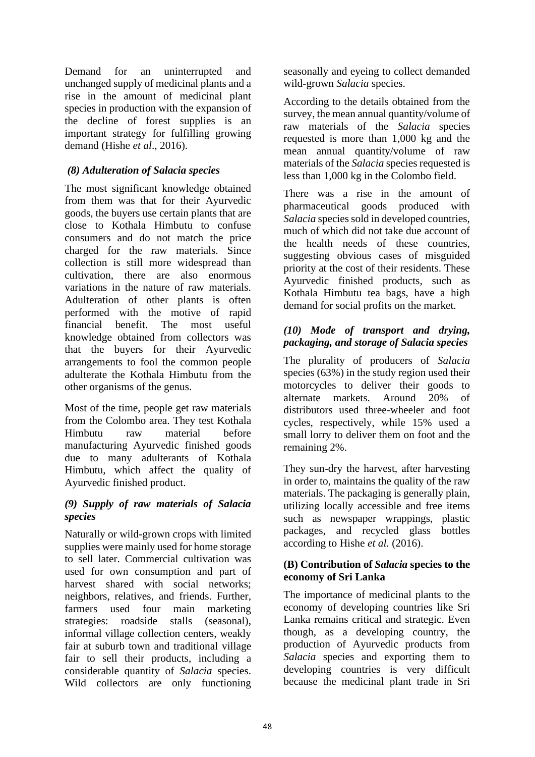Demand for an uninterrupted and unchanged supply of medicinal plants and a rise in the amount of medicinal plant species in production with the expansion of the decline of forest supplies is an important strategy for fulfilling growing demand (Hishe *et al*., 2016).

### *(8) Adulteration of Salacia species*

The most significant knowledge obtained from them was that for their Ayurvedic goods, the buyers use certain plants that are close to Kothala Himbutu to confuse consumers and do not match the price charged for the raw materials. Since collection is still more widespread than cultivation, there are also enormous variations in the nature of raw materials. Adulteration of other plants is often performed with the motive of rapid financial benefit. The most useful knowledge obtained from collectors was that the buyers for their Ayurvedic arrangements to fool the common people adulterate the Kothala Himbutu from the other organisms of the genus.

Most of the time, people get raw materials from the Colombo area. They test Kothala Himbutu raw material before manufacturing Ayurvedic finished goods due to many adulterants of Kothala Himbutu, which affect the quality of Ayurvedic finished product.

### *(9) Supply of raw materials of Salacia species*

Naturally or wild-grown crops with limited supplies were mainly used for home storage to sell later. Commercial cultivation was used for own consumption and part of harvest shared with social networks; neighbors, relatives, and friends. Further, farmers used four main marketing strategies: roadside stalls (seasonal), informal village collection centers, weakly fair at suburb town and traditional village fair to sell their products, including a considerable quantity of *Salacia* species. Wild collectors are only functioning seasonally and eyeing to collect demanded wild-grown *Salacia* species.

According to the details obtained from the survey, the mean annual quantity/volume of raw materials of the *Salacia* species requested is more than 1,000 kg and the mean annual quantity/volume of raw materials of the *Salacia* species requested is less than 1,000 kg in the Colombo field.

There was a rise in the amount of pharmaceutical goods produced with *Salacia* species sold in developed countries, much of which did not take due account of the health needs of these countries, suggesting obvious cases of misguided priority at the cost of their residents. These Ayurvedic finished products, such as Kothala Himbutu tea bags, have a high demand for social profits on the market.

### *(10) Mode of transport and drying, packaging, and storage of Salacia species*

The plurality of producers of *Salacia* species (63%) in the study region used their motorcycles to deliver their goods to alternate markets. Around 20% of distributors used three-wheeler and foot cycles, respectively, while 15% used a small lorry to deliver them on foot and the remaining 2%.

They sun-dry the harvest, after harvesting in order to, maintains the quality of the raw materials. The packaging is generally plain, utilizing locally accessible and free items such as newspaper wrappings, plastic packages, and recycled glass bottles according to Hishe *et al.* (2016).

## (B) Contribution of *Salacia* species to the economy of Sri Lanka

The importance of medicinal plants to the economy of developing countries like Sri Lanka remains critical and strategic. Even though, as a developing country, the production of Ayurvedic products from *Salacia* species and exporting them to developing countries is very difficult because the medicinal plant trade in Sri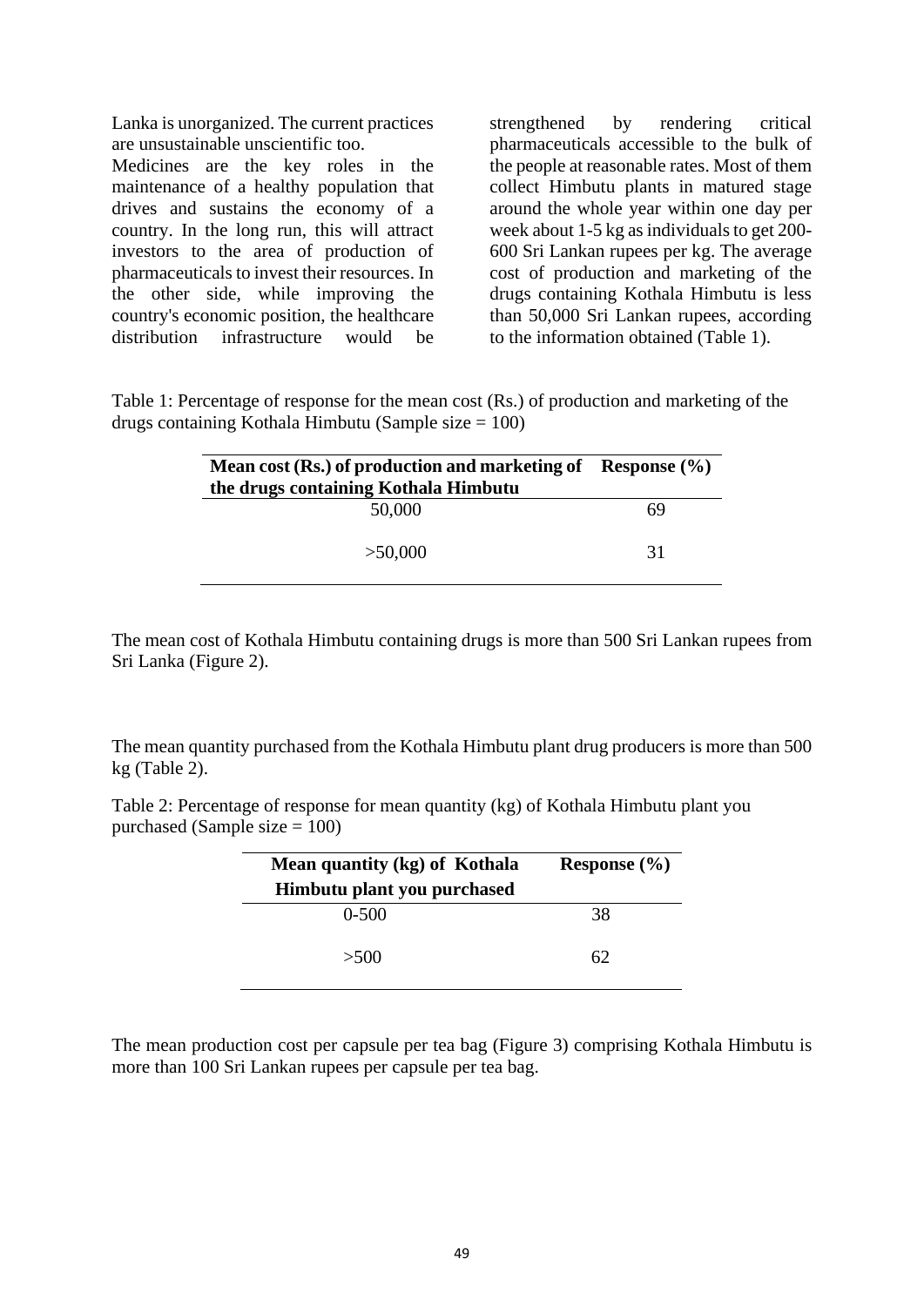Lanka is unorganized. The current practices are unsustainable unscientific too.

Medicines are the key roles in the maintenance of a healthy population that drives and sustains the economy of a country. In the long run, this will attract investors to the area of production of pharmaceuticals to invest their resources. In the other side, while improving the country's economic position, the healthcare distribution infrastructure would be strengthened by rendering critical pharmaceuticals accessible to the bulk of the people at reasonable rates. Most of them collect Himbutu plants in matured stage around the whole year within one day per week about 1-5 kg as individuals to get 200-600 Sri Lankan rupees per kg. The average cost of production and marketing of the drugs containing Kothala Himbutu is less than 50,000 Sri Lankan rupees, according to the information obtained (Table 1).

Table 1: Percentage of response for the mean cost (Rs.) of production and marketing of the drugs containing Kothala Himbutu (Sample size = 100)

| Mean cost (Rs.) of production and marketing of the drugs containing Kothala Himbutu | Response (%) |
|---|---|
| 50,000 | 69 |
| >50,000 | 31 |

The mean cost of Kothala Himbutu containing drugs is more than 500 Sri Lankan rupees from Sri Lanka (Figure 2).

The mean quantity purchased from the Kothala Himbutu plant drug producers is more than 500 kg (Table 2).

Table 2: Percentage of response for mean quantity (kg) of Kothala Himbutu plant you purchased (Sample size = 100)

| Mean quantity (kg) of Kothala Himbutu plant you purchased | Response (%) |
|---|---|
| 0-500 | 38 |
| >500 | 62 |

The mean production cost per capsule per tea bag (Figure 3) comprising Kothala Himbutu is more than 100 Sri Lankan rupees per capsule per tea bag.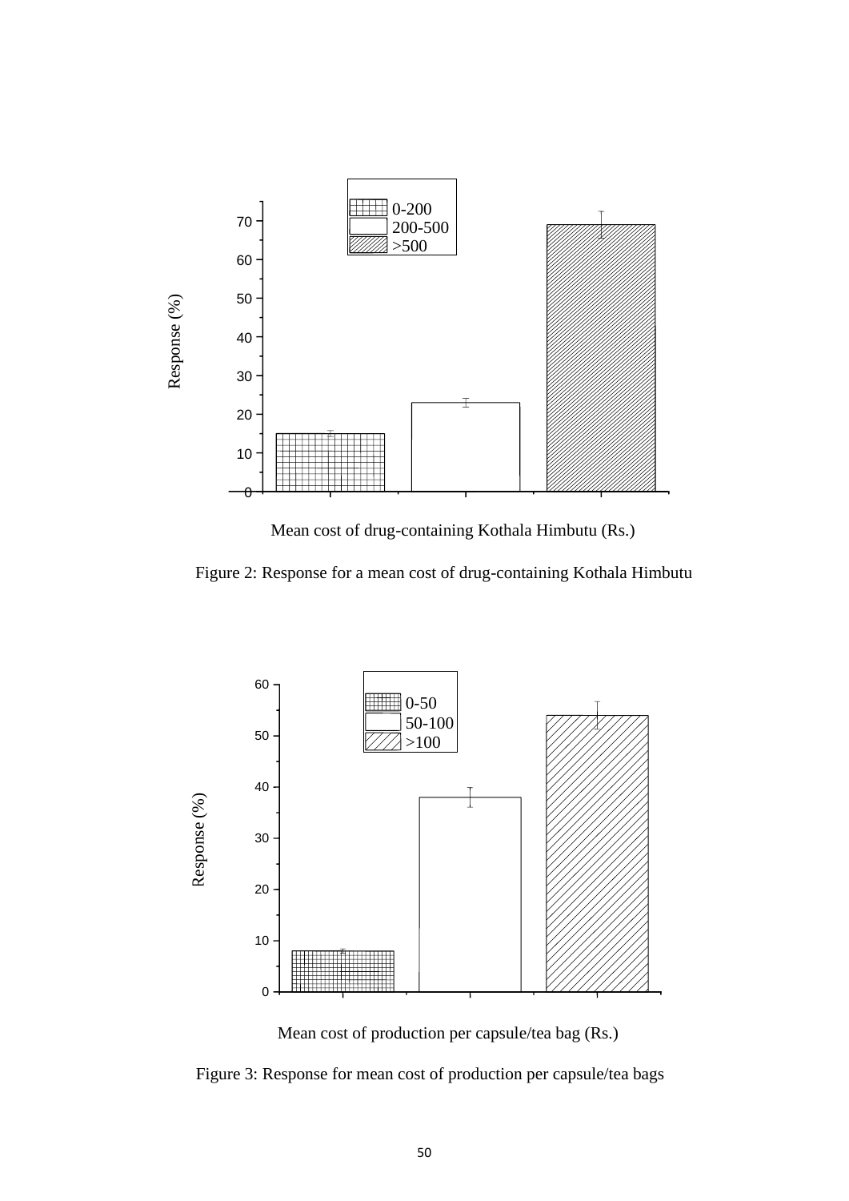Figure 2: Response for a mean cost of drug-containing Kothala Himbutu

Figure 3: Response for mean cost of production per capsule/tea bags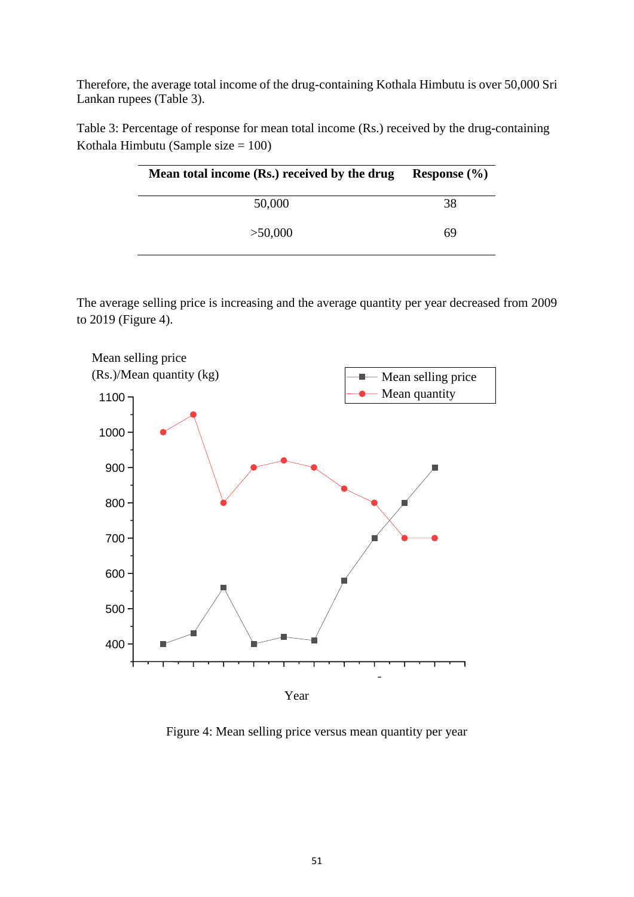Therefore, the average total income of the drug-containing Kothala Himbutu is over 50,000 Sri Lankan rupees (Table 3).

Table 3: Percentage of response for mean total income (Rs.) received by the drug-containing Kothala Himbutu (Sample size = 100)

| Mean total income (Rs.) received by the drug | Response (%) |
|---|---|
| 50,000 | 38 |
| >50,000 | 69 |

The average selling price is increasing and the average quantity per year decreased from 2009 to 2019 (Figure 4).

Figure 4: Mean selling price versus mean quantity per year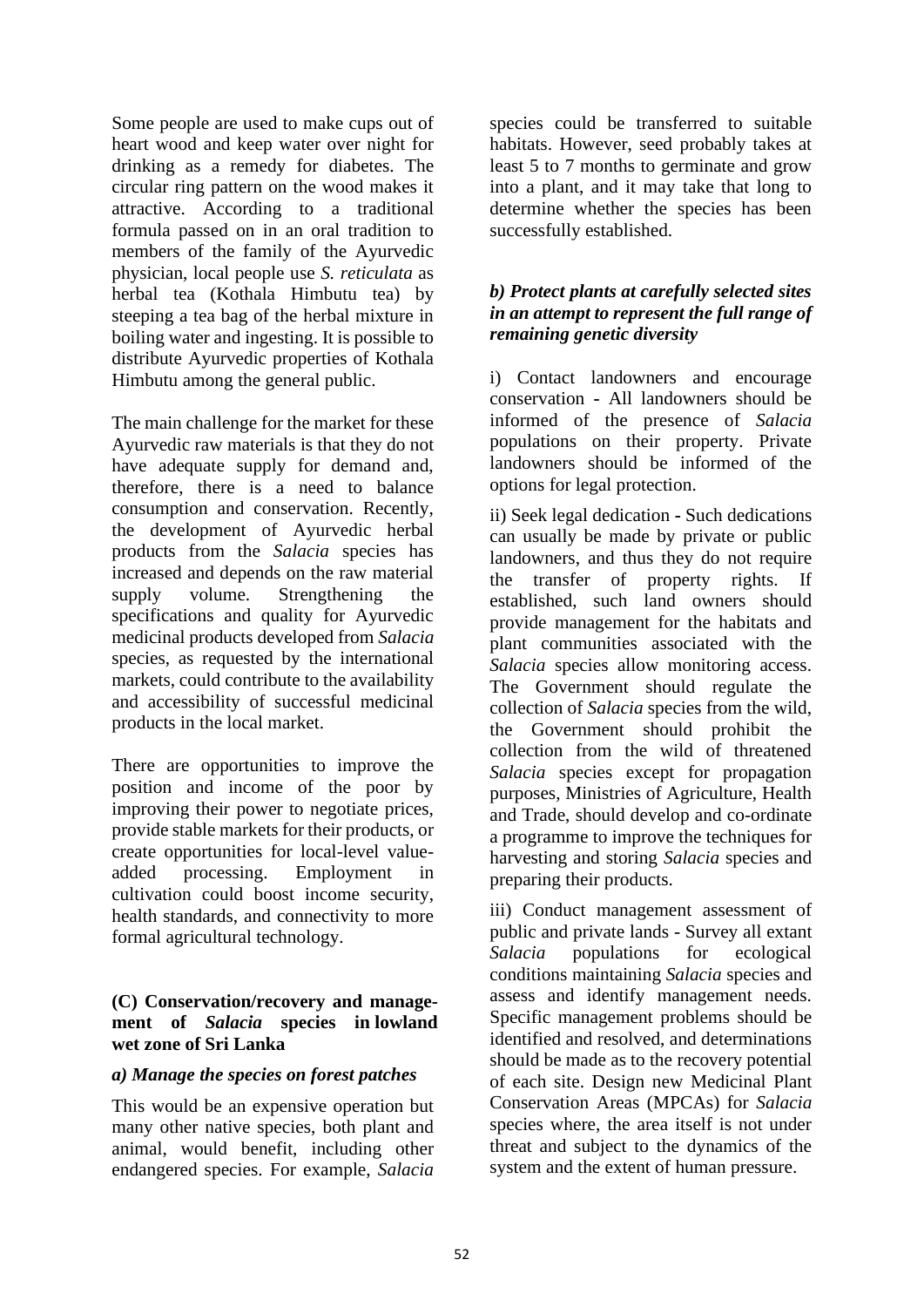Some people are used to make cups out of heart wood and keep water over night for drinking as a remedy for diabetes. The circular ring pattern on the wood makes it attractive. According to a traditional formula passed on in an oral tradition to members of the family of the Ayurvedic physician, local people use *S. reticulata* as herbal tea (Kothala Himbutu tea) by steeping a tea bag of the herbal mixture in boiling water and ingesting. It is possible to distribute Ayurvedic properties of Kothala Himbutu among the general public.

The main challenge for the market for these Ayurvedic raw materials is that they do not have adequate supply for demand and, therefore, there is a need to balance consumption and conservation. Recently, the development of Ayurvedic herbal products from the *Salacia* species has increased and depends on the raw material supply volume. Strengthening the specifications and quality for Ayurvedic medicinal products developed from *Salacia* species, as requested by the international markets, could contribute to the availability and accessibility of successful medicinal products in the local market.

There are opportunities to improve the position and income of the poor by improving their power to negotiate prices, provide stable markets for their products, or create opportunities for local-level value-added processing. Employment in cultivation could boost income security, health standards, and connectivity to more formal agricultural technology.

**(C) Conservation/recovery and management of *Salacia* species in lowland wet zone of Sri Lanka**

***a) Manage the species on forest patches***

This would be an expensive operation but many other native species, both plant and animal, would benefit, including other endangered species. For example, *Salacia* species could be transferred to suitable habitats. However, seed probably takes at least 5 to 7 months to germinate and grow into a plant, and it may take that long to determine whether the species has been successfully established.

***b) Protect plants at carefully selected sites in an attempt to represent the full range of remaining genetic diversity***

i) Contact landowners and encourage conservation - All landowners should be informed of the presence of *Salacia* populations on their property. Private landowners should be informed of the options for legal protection.

ii) Seek legal dedication - Such dedications can usually be made by private or public landowners, and thus they do not require the transfer of property rights. If established, such land owners should provide management for the habitats and plant communities associated with the *Salacia* species allow monitoring access. The Government should regulate the collection of *Salacia* species from the wild, the Government should prohibit the collection from the wild of threatened *Salacia* species except for propagation purposes, Ministries of Agriculture, Health and Trade, should develop and co-ordinate a programme to improve the techniques for harvesting and storing *Salacia* species and preparing their products.

iii) Conduct management assessment of public and private lands - Survey all extant *Salacia* populations for ecological conditions maintaining *Salacia* species and assess and identify management needs. Specific management problems should be identified and resolved, and determinations should be made as to the recovery potential of each site. Design new Medicinal Plant Conservation Areas (MPCAs) for *Salacia* species where, the area itself is not under threat and subject to the dynamics of the system and the extent of human pressure.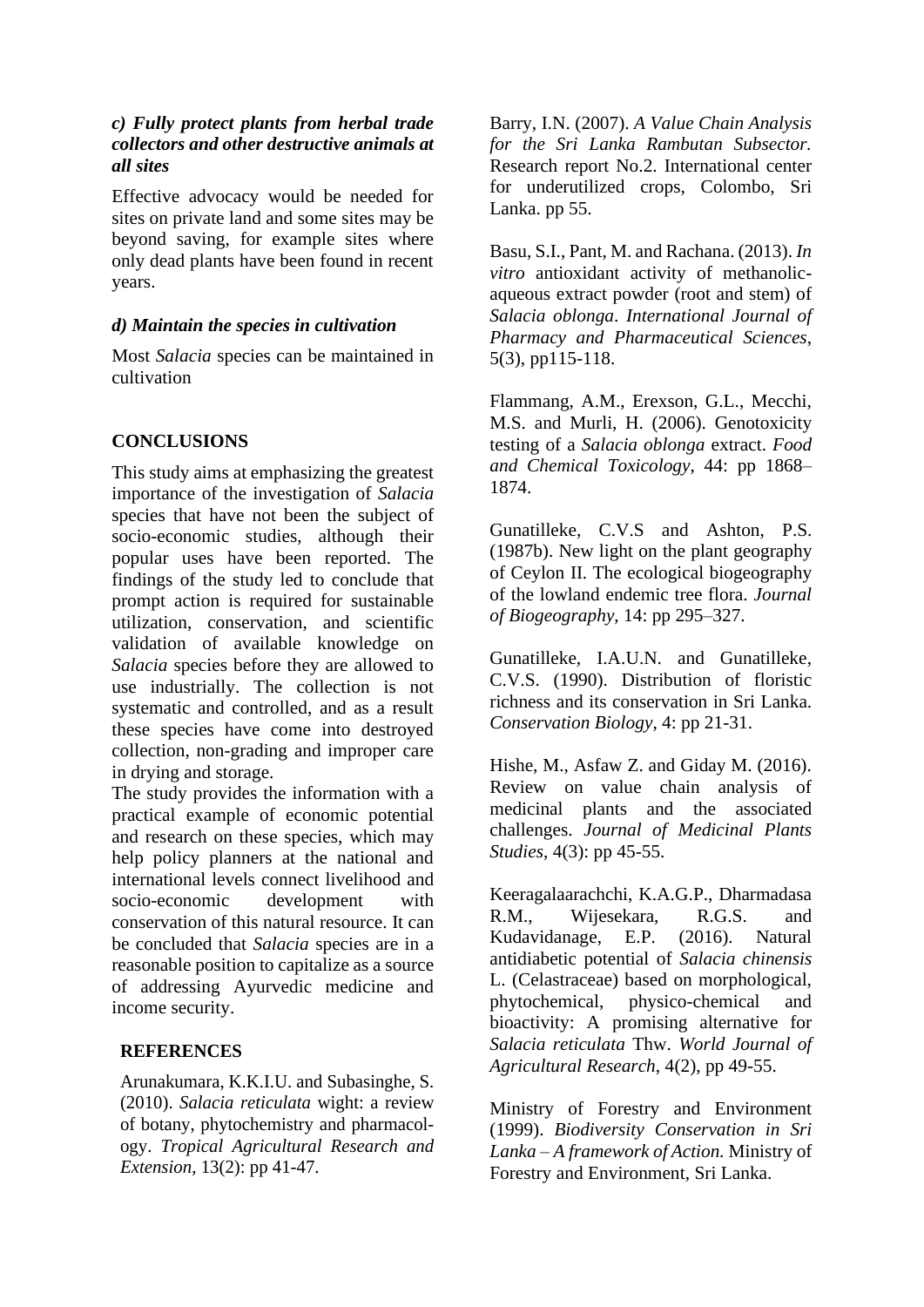### *c) Fully protect plants from herbal trade collectors and other destructive animals at all sites*

Effective advocacy would be needed for sites on private land and some sites may be beyond saving, for example sites where only dead plants have been found in recent years.

### *d) Maintain the species in cultivation*

Most *Salacia* species can be maintained in cultivation

## CONCLUSIONS

This study aims at emphasizing the greatest importance of the investigation of *Salacia* species that have not been the subject of socio-economic studies, although their popular uses have been reported. The findings of the study led to conclude that prompt action is required for sustainable utilization, conservation, and scientific validation of available knowledge on *Salacia* species before they are allowed to use industrially. The collection is not systematic and controlled, and as a result these species have come into destroyed collection, non-grading and improper care in drying and storage.

The study provides the information with a practical example of economic potential and research on these species, which may help policy planners at the national and international levels connect livelihood and socio-economic development with conservation of this natural resource. It can be concluded that *Salacia* species are in a reasonable position to capitalize as a source of addressing Ayurvedic medicine and income security.

## REFERENCES

Arunakumara, K.K.I.U. and Subasinghe, S. (2010). *Salacia reticulata* wight: a review of botany, phytochemistry and pharmacology. *Tropical Agricultural Research and Extension*, 13(2): pp 41-47.

Barry, I.N. (2007). *A Value Chain Analysis for the Sri Lanka Rambutan Subsector.* Research report No.2. International center for underutilized crops, Colombo, Sri Lanka. pp 55.

Basu, S.I., Pant, M. and Rachana. (2013). *In vitro* antioxidant activity of methanolic-aqueous extract powder (root and stem) of *Salacia oblonga*. *International Journal of Pharmacy and Pharmaceutical Sciences*, 5(3), pp115-118.

Flammang, A.M., Erexson, G.L., Mecchi, M.S. and Murli, H. (2006). Genotoxicity testing of a *Salacia oblonga* extract. *Food and Chemical Toxicology*, 44: pp 1868–1874.

Gunatilleke, C.V.S and Ashton, P.S. (1987b). New light on the plant geography of Ceylon II. The ecological biogeography of the lowland endemic tree flora. *Journal of Biogeography*, 14: pp 295–327.

Gunatilleke, I.A.U.N. and Gunatilleke, C.V.S. (1990). Distribution of floristic richness and its conservation in Sri Lanka. *Conservation Biology*, 4: pp 21-31.

Hishe, M., Asfaw Z. and Giday M. (2016). Review on value chain analysis of medicinal plants and the associated challenges. *Journal of Medicinal Plants Studies*, 4(3): pp 45-55.

Keeragalaarachchi, K.A.G.P., Dharmadasa R.M., Wijesekara, R.G.S. and Kudavidanage, E.P. (2016). Natural antidiabetic potential of *Salacia chinensis* L. (Celastraceae) based on morphological, phytochemical, physico-chemical and bioactivity: A promising alternative for *Salacia reticulata* Thw. *World Journal of Agricultural Research*, 4(2), pp 49-55.

Ministry of Forestry and Environment (1999). *Biodiversity Conservation in Sri Lanka – A framework of Action.* Ministry of Forestry and Environment, Sri Lanka.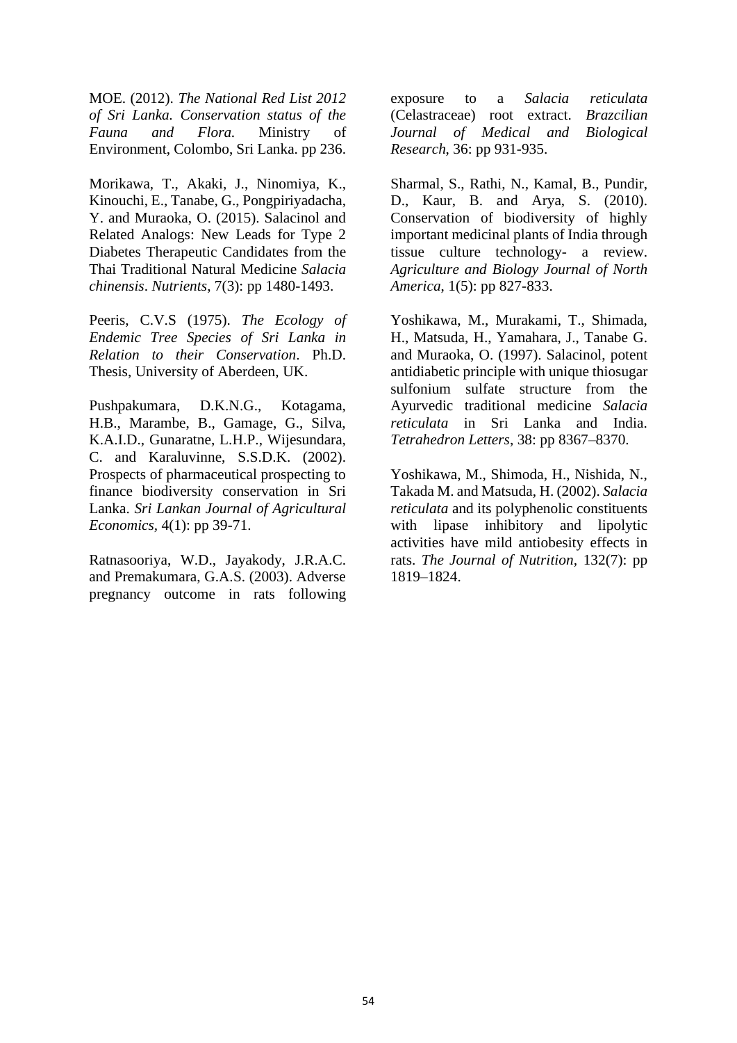MOE. (2012). *The National Red List 2012 of Sri Lanka. Conservation status of the Fauna and Flora.* Ministry of Environment, Colombo, Sri Lanka. pp 236.

Morikawa, T., Akaki, J., Ninomiya, K., Kinouchi, E., Tanabe, G., Pongpiriyadacha, Y. and Muraoka, O. (2015). Salacinol and Related Analogs: New Leads for Type 2 Diabetes Therapeutic Candidates from the Thai Traditional Natural Medicine *Salacia chinensis*. *Nutrients*, 7(3): pp 1480-1493.

Peeris, C.V.S (1975). *The Ecology of Endemic Tree Species of Sri Lanka in Relation to their Conservation*. Ph.D. Thesis, University of Aberdeen, UK.

Pushpakumara, D.K.N.G., Kotagama, H.B., Marambe, B., Gamage, G., Silva, K.A.I.D., Gunaratne, L.H.P., Wijesundara, C. and Karaluvinne, S.S.D.K. (2002). Prospects of pharmaceutical prospecting to finance biodiversity conservation in Sri Lanka. *Sri Lankan Journal of Agricultural Economics*, 4(1): pp 39-71.

Ratnasooriya, W.D., Jayakody, J.R.A.C. and Premakumara, G.A.S. (2003). Adverse pregnancy outcome in rats following exposure to a *Salacia reticulata* (Celastraceae) root extract. *Brazcilian Journal of Medical and Biological Research*, 36: pp 931-935.

Sharmal, S., Rathi, N., Kamal, B., Pundir, D., Kaur, B. and Arya, S. (2010). Conservation of biodiversity of highly important medicinal plants of India through tissue culture technology- a review. *Agriculture and Biology Journal of North America*, 1(5): pp 827-833.

Yoshikawa, M., Murakami, T., Shimada, H., Matsuda, H., Yamahara, J., Tanabe G. and Muraoka, O. (1997). Salacinol, potent antidiabetic principle with unique thiosugar sulfonium sulfate structure from the Ayurvedic traditional medicine *Salacia reticulata* in Sri Lanka and India. *Tetrahedron Letters*, 38: pp 8367–8370.

Yoshikawa, M., Shimoda, H., Nishida, N., Takada M. and Matsuda, H. (2002). *Salacia reticulata* and its polyphenolic constituents with lipase inhibitory and lipolytic activities have mild antiobesity effects in rats. *The Journal of Nutrition*, 132(7): pp 1819–1824.